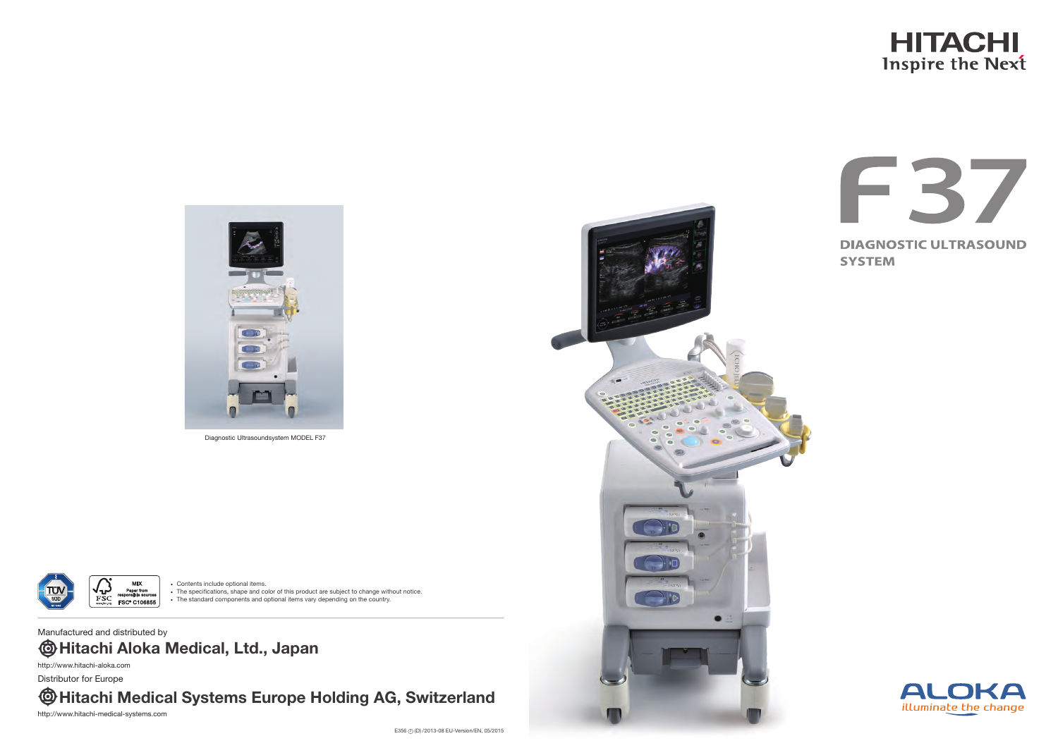HITACHI
Inspire the Next

# F37

## DIAGNOSTIC ULTRASOUND SYSTEM

Diagnostic Ultrasoundsystem MODEL F37

- Contents include optional items.
- The specifications, shape and color of this product are subject to change without notice.
- The standard components and optional items vary depending on the country.

Manufactured and distributed by

**Hitachi Aloka Medical, Ltd., Japan**

http://www.hitachi-aloka.com

Distributor for Europe

**Hitachi Medical Systems Europe Holding AG, Switzerland**

http://www.hitachi-medical-systems.com

E356 (D)/2013-08 EU-Version/EN, 05/2015

ALOKA
illuminate the change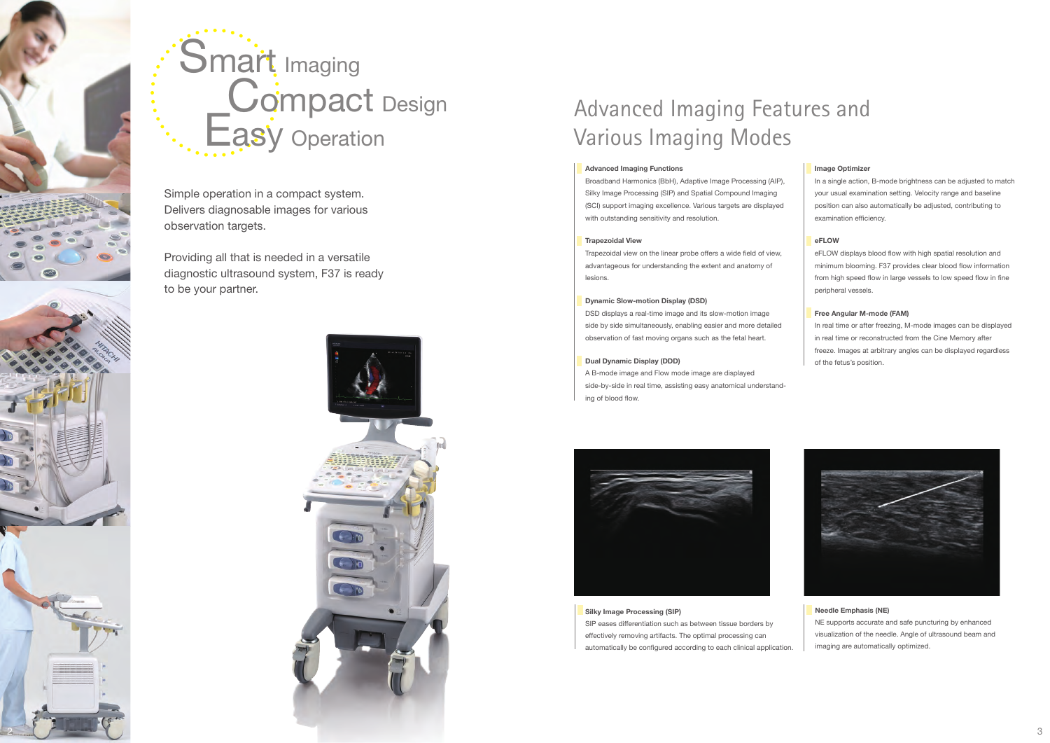# Smart Imaging Compact Design Easy Operation

Simple operation in a compact system. Delivers diagnosable images for various observation targets.

Providing all that is needed in a versatile diagnostic ultrasound system, F37 is ready to be your partner.

## Advanced Imaging Features and Various Imaging Modes

**Advanced Imaging Functions**

Broadband Harmonics (BbH), Adaptive Image Processing (AIP), Silky Image Processing (SIP) and Spatial Compound Imaging (SCI) support imaging excellence. Various targets are displayed with outstanding sensitivity and resolution.

**Trapezoidal View**

Trapezoidal view on the linear probe offers a wide field of view, advantageous for understanding the extent and anatomy of lesions.

**Dynamic Slow-motion Display (DSD)**

DSD displays a real-time image and its slow-motion image side by side simultaneously, enabling easier and more detailed observation of fast moving organs such as the fetal heart.

**Dual Dynamic Display (DDD)**

A B-mode image and Flow mode image are displayed side-by-side in real time, assisting easy anatomical understanding of blood flow.

**Image Optimizer**

In a single action, B-mode brightness can be adjusted to match your usual examination setting. Velocity range and baseline position can also automatically be adjusted, contributing to examination efficiency.

**eFLOW**

eFLOW displays blood flow with high spatial resolution and minimum blooming. F37 provides clear blood flow information from high speed flow in large vessels to low speed flow in fine peripheral vessels.

**Free Angular M-mode (FAM)**

In real time or after freezing, M-mode images can be displayed in real time or reconstructed from the Cine Memory after freeze. Images at arbitrary angles can be displayed regardless of the fetus's position.

**Silky Image Processing (SIP)**

SIP eases differentiation such as between tissue borders by effectively removing artifacts. The optimal processing can automatically be configured according to each clinical application.

**Needle Emphasis (NE)**

NE supports accurate and safe puncturing by enhanced visualization of the needle. Angle of ultrasound beam and imaging are automatically optimized.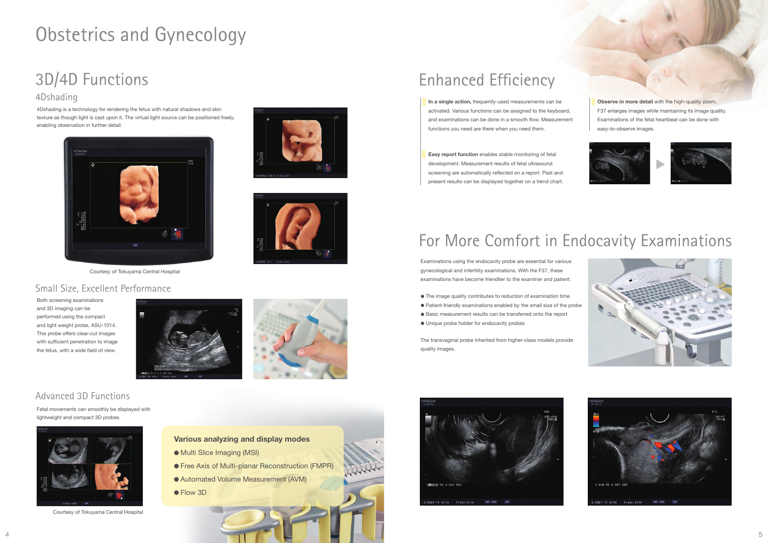# Obstetrics and Gynecology

## 3D/4D Functions

### 4Dshading

4Dshading is a technology for rendering the fetus with natural shadows and skin texture as though light is cast upon it. The virtual light source can be positioned freely, enabling observation in further detail.

Courtesy of Tokuyama Central Hospital

### Small Size, Excellent Performance

Both screening examinations and 3D imaging can be performed using the compact and light weight probe, ASU-1014. This probe offers clear-cut images with sufficient penetration to image the fetus, with a wide field of view.

### Advanced 3D Functions

Fetal movements can smoothly be displayed with lightweight and compact 3D probes.

Courtesy of Tokuyama Central Hospital

**Various analyzing and display modes**

- Multi Slice Imaging (MSI)
- Free Axis of Multi-planar Reconstruction (FMPR)
- Automated Volume Measurement (AVM)
- Flow 3D

## Enhanced Efficiency

**In a single action,** frequently-used measurements can be activated. Various functions can be assigned to the keyboard, and examinations can be done in a smooth flow. Measurement functions you need are there when you need them.

**Easy report function** enables stable monitoring of fetal development. Measurement results of fetal ultrasound screening are automatically reflected on a report. Past and present results can be displayed together on a trend chart.

**Observe in more detail** with the high-quality zoom. F37 enlarges images while maintaining its image quality. Examinations of the fetal heartbeat can be done with easy-to-observe images.

## For More Comfort in Endocavity Examinations

Examinations using the endocavity probe are essential for various gynecological and infertility examinations. With the F37, these examinations have become friendlier to the examiner and patient.

- The image quality contributes to reduction of examination time
- Patient-friendly examinations enabled by the small size of the probe
- Basic measurement results can be transferred onto the report
- Unique probe holder for endocavity probes

The transvaginal probe inherited from higher-class models provide quality images.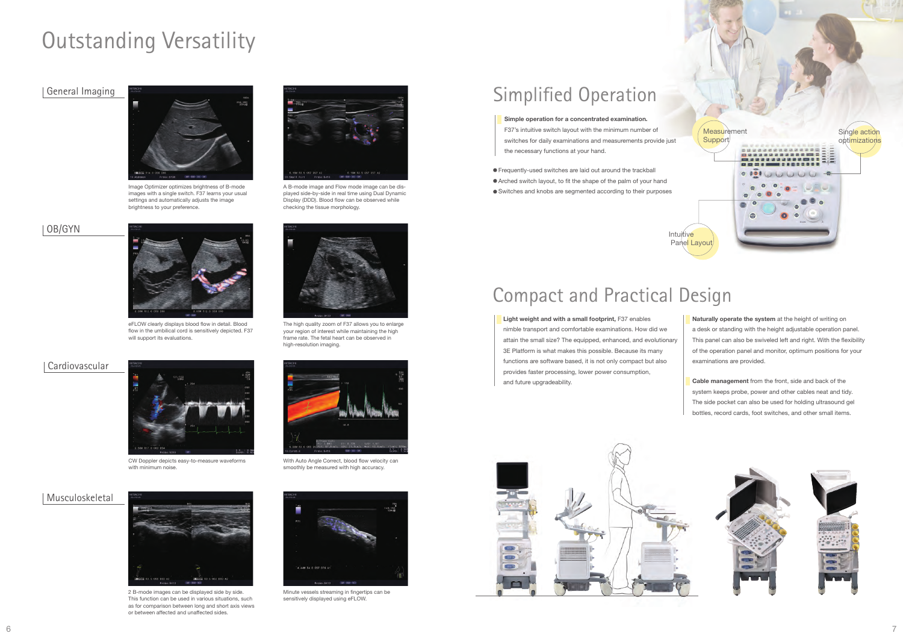# Outstanding Versatility

## General Imaging

Image Optimizer optimizes brightness of B-mode images with a single switch. F37 learns your usual settings and automatically adjusts the image brightness to your preference.

A B-mode image and Flow mode image can be displayed side-by-side in real time using Dual Dynamic Display (DDD). Blood flow can be observed while checking the tissue morphology.

## OB/GYN

eFLOW clearly displays blood flow in detail. Blood flow in the umbilical cord is sensitively depicted. F37 will support its evaluations.

The high quality zoom of F37 allows you to enlarge your region of interest while maintaining the high frame rate. The fetal heart can be observed in high-resolution imaging.

## Cardiovascular

CW Doppler depicts easy-to-measure waveforms with minimum noise.

With Auto Angle Correct, blood flow velocity can smoothly be measured with high accuracy.

## Musculoskeletal

2 B-mode images can be displayed side by side. This function can be used in various situations, such as for comparison between long and short axis views or between affected and unaffected sides.

Minute vessels streaming in fingertips can be sensitively displayed using eFLOW.

# Simplified Operation

**Simple operation for a concentrated examination.**
F37's intuitive switch layout with the minimum number of switches for daily examinations and measurements provide just the necessary functions at your hand.

- Frequently-used switches are laid out around the trackball
- Arched switch layout, to fit the shape of the palm of your hand
- Switches and knobs are segmented according to their purposes

Measurement Support

Single action optimizations

Intuitive Panel Layout

# Compact and Practical Design

**Light weight and with a small footprint,** F37 enables nimble transport and comfortable examinations. How did we attain the small size? The equipped, enhanced, and evolutionary 3E Platform is what makes this possible. Because its many functions are software based, it is not only compact but also provides faster processing, lower power consumption, and future upgradeability.

**Naturally operate the system** at the height of writing on a desk or standing with the height adjustable operation panel. This panel can also be swiveled left and right. With the flexibility of the operation panel and monitor, optimum positions for your examinations are provided.

**Cable management** from the front, side and back of the system keeps probe, power and other cables neat and tidy. The side pocket can also be used for holding ultrasound gel bottles, record cards, foot switches, and other small items.